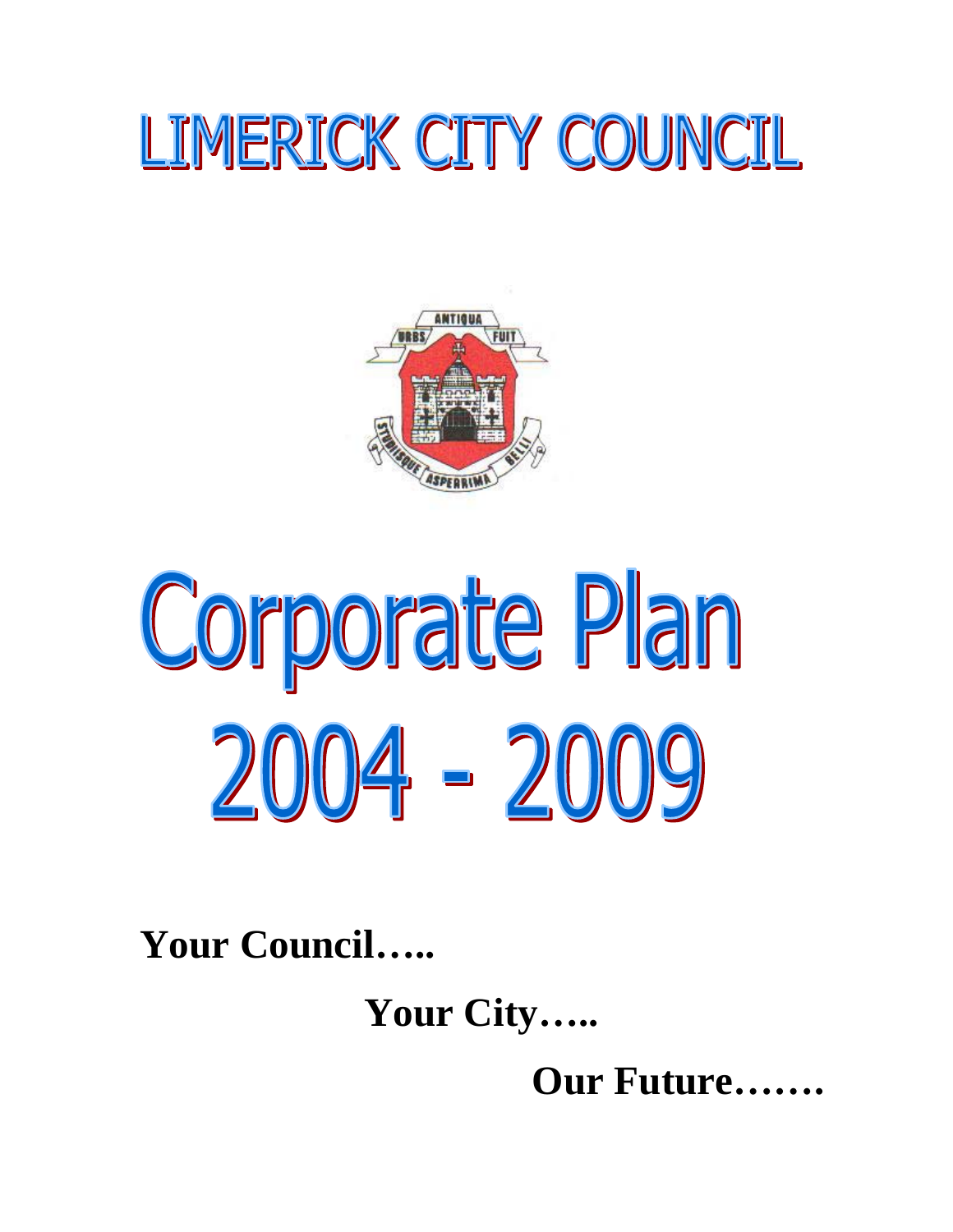# LIMERICK CITY COUNCIL

# Corporate Plan 2004 - 2009

**Your Council…..**

**Your City…..**

**Our Future…….**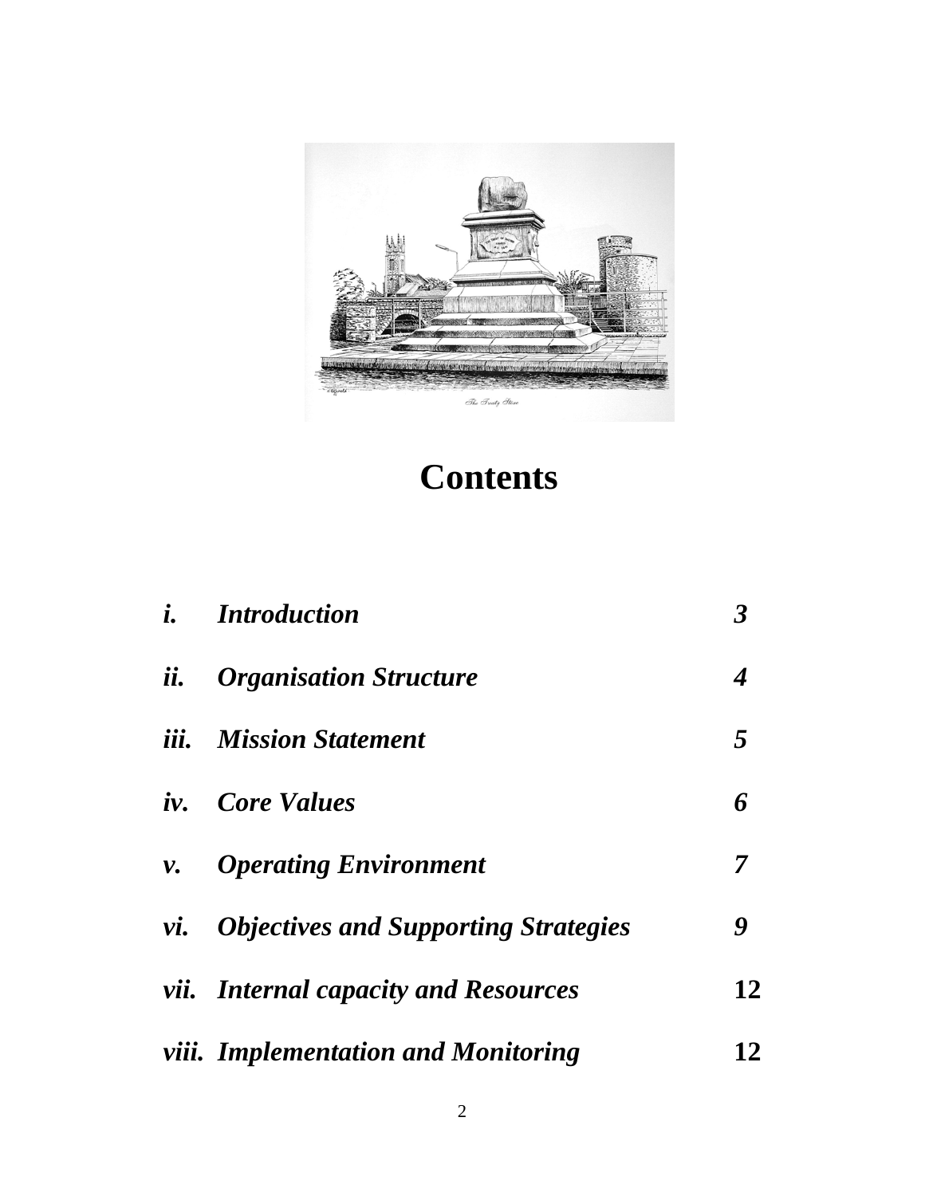# Contents

| | | |
|---|---|---|
| ***i.*** | ***Introduction*** | ***3*** |
| ***ii.*** | ***Organisation Structure*** | ***4*** |
| ***iii.*** | ***Mission Statement*** | ***5*** |
| ***iv.*** | ***Core Values*** | ***6*** |
| ***v.*** | ***Operating Environment*** | ***7*** |
| ***vi.*** | ***Objectives and Supporting Strategies*** | ***9*** |
| ***vii.*** | ***Internal capacity and Resources*** | **12** |
| ***viii.*** | ***Implementation and Monitoring*** | **12** |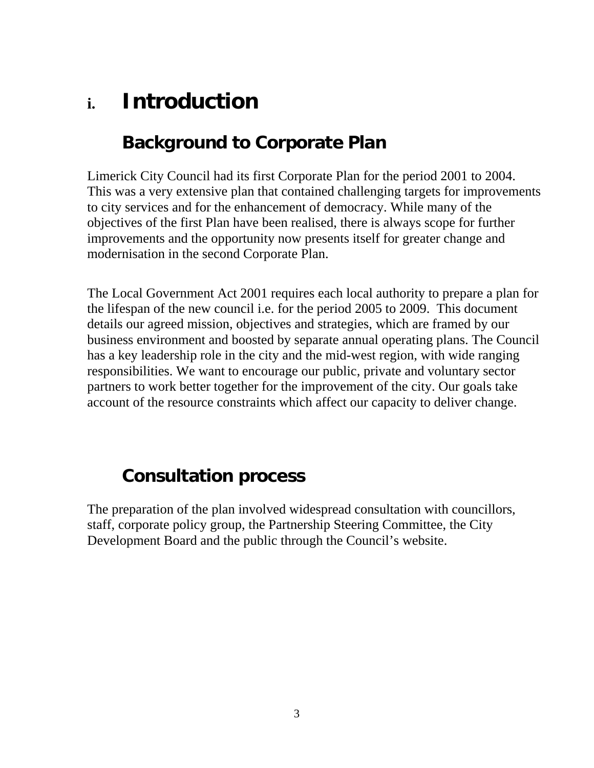# i. Introduction

## Background to Corporate Plan

Limerick City Council had its first Corporate Plan for the period 2001 to 2004. This was a very extensive plan that contained challenging targets for improvements to city services and for the enhancement of democracy. While many of the objectives of the first Plan have been realised, there is always scope for further improvements and the opportunity now presents itself for greater change and modernisation in the second Corporate Plan.

The Local Government Act 2001 requires each local authority to prepare a plan for the lifespan of the new council i.e. for the period 2005 to 2009. This document details our agreed mission, objectives and strategies, which are framed by our business environment and boosted by separate annual operating plans. The Council has a key leadership role in the city and the mid-west region, with wide ranging responsibilities. We want to encourage our public, private and voluntary sector partners to work better together for the improvement of the city. Our goals take account of the resource constraints which affect our capacity to deliver change.

## Consultation process

The preparation of the plan involved widespread consultation with councillors, staff, corporate policy group, the Partnership Steering Committee, the City Development Board and the public through the Council's website.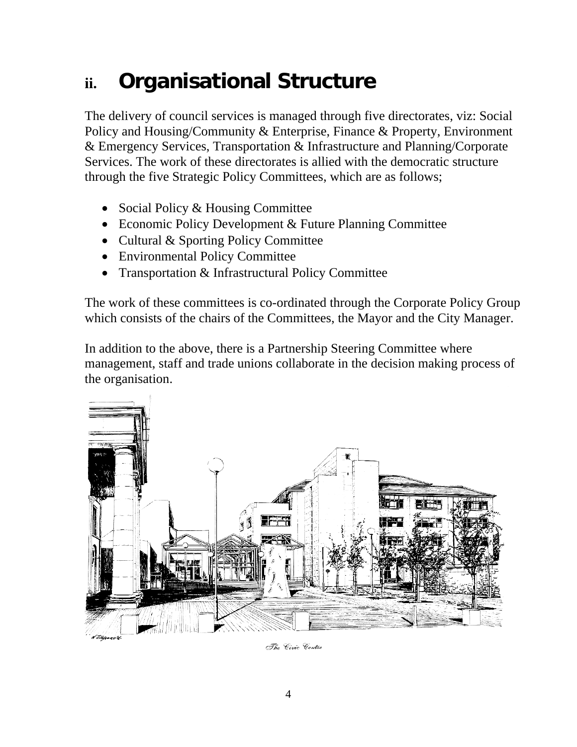## ii. Organisational Structure

The delivery of council services is managed through five directorates, viz: Social Policy and Housing/Community & Enterprise, Finance & Property, Environment & Emergency Services, Transportation & Infrastructure and Planning/Corporate Services. The work of these directorates is allied with the democratic structure through the five Strategic Policy Committees, which are as follows;

- Social Policy & Housing Committee
- Economic Policy Development & Future Planning Committee
- Cultural & Sporting Policy Committee
- Environmental Policy Committee
- Transportation & Infrastructural Policy Committee

The work of these committees is co-ordinated through the Corporate Policy Group which consists of the chairs of the Committees, the Mayor and the City Manager.

In addition to the above, there is a Partnership Steering Committee where management, staff and trade unions collaborate in the decision making process of the organisation.

*The Civic Centre*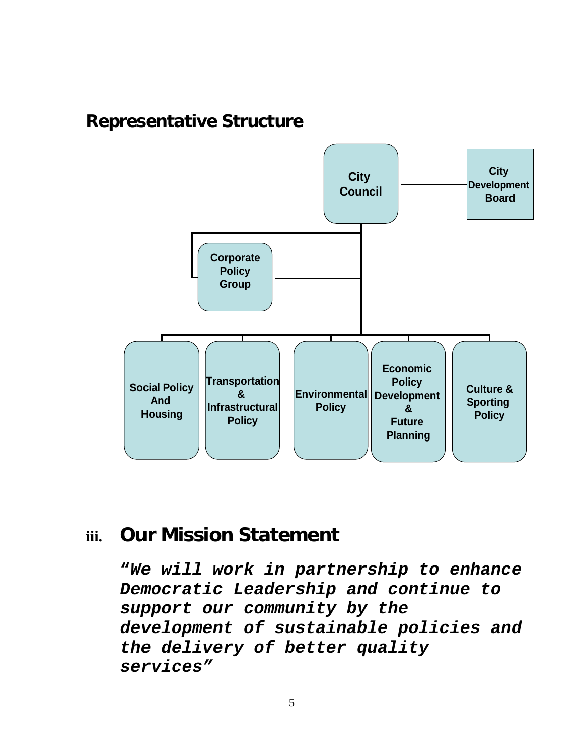## Representative Structure

City Council

City Development Board

Corporate Policy Group

Social Policy And Housing

Transportation & Infrastructural Policy

Environmental Policy

Economic Policy Development & Future Planning

Culture & Sporting Policy

## iii. Our Mission Statement

***"We will work in partnership to enhance Democratic Leadership and continue to support our community by the development of sustainable policies and the delivery of better quality services"***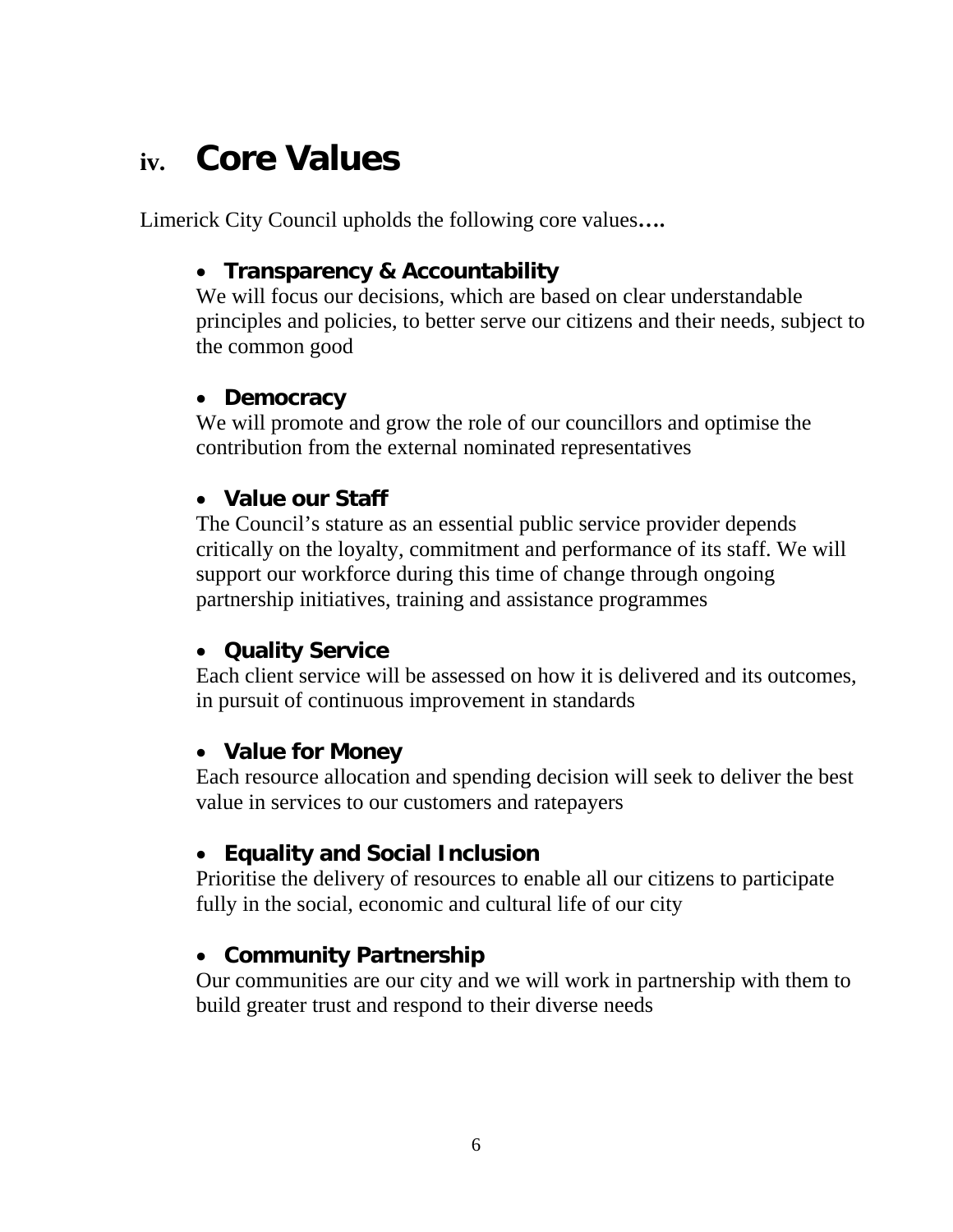## iv. Core Values

Limerick City Council upholds the following core values**….**

- **Transparency & Accountability**
  We will focus our decisions, which are based on clear understandable principles and policies, to better serve our citizens and their needs, subject to the common good

- **Democracy**
  We will promote and grow the role of our councillors and optimise the contribution from the external nominated representatives

- **Value our Staff**
  The Council's stature as an essential public service provider depends critically on the loyalty, commitment and performance of its staff. We will support our workforce during this time of change through ongoing partnership initiatives, training and assistance programmes

- **Quality Service**
  Each client service will be assessed on how it is delivered and its outcomes, in pursuit of continuous improvement in standards

- **Value for Money**
  Each resource allocation and spending decision will seek to deliver the best value in services to our customers and ratepayers

- **Equality and Social Inclusion**
  Prioritise the delivery of resources to enable all our citizens to participate fully in the social, economic and cultural life of our city

- **Community Partnership**
  Our communities are our city and we will work in partnership with them to build greater trust and respond to their diverse needs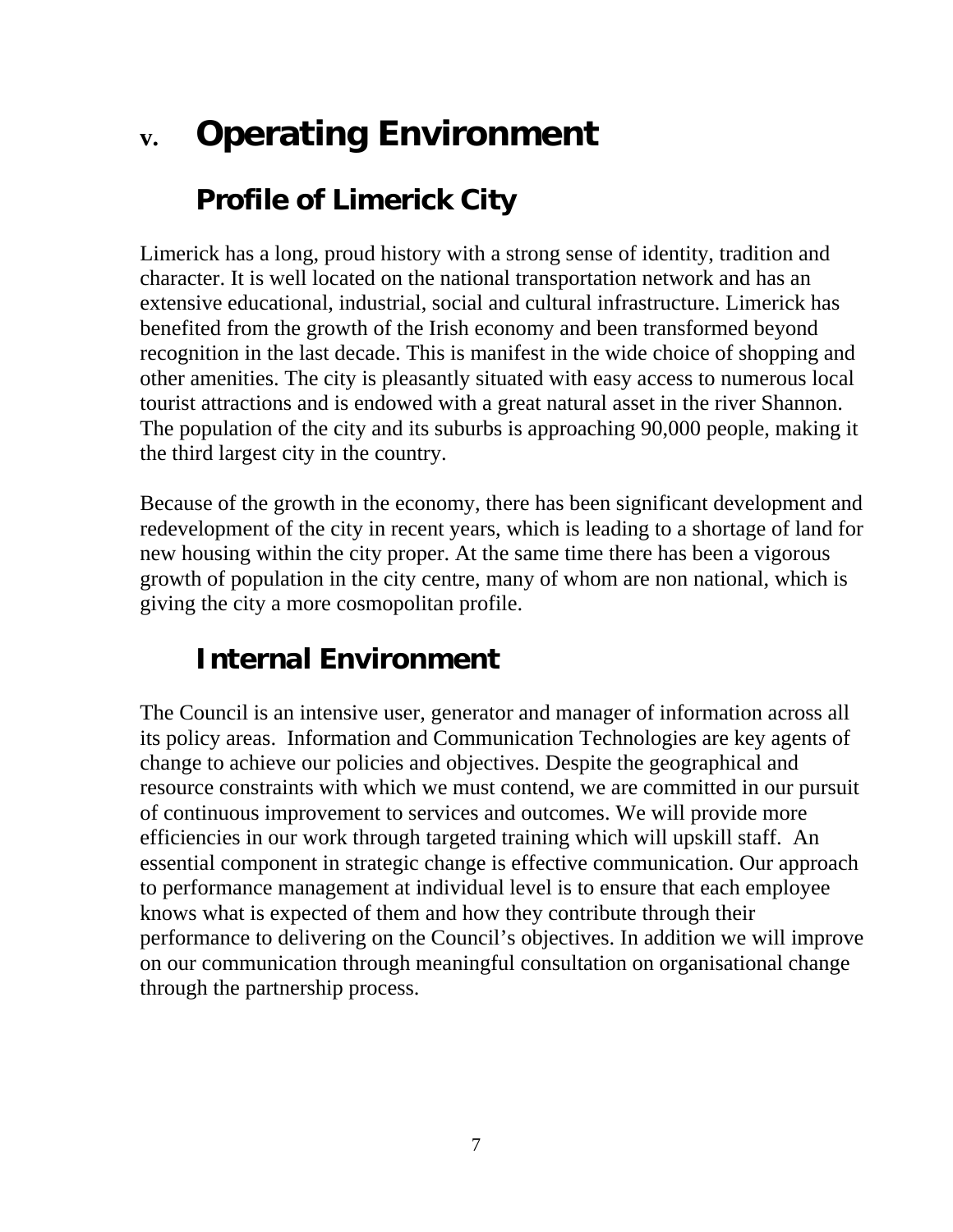# v. Operating Environment

## Profile of Limerick City

Limerick has a long, proud history with a strong sense of identity, tradition and character. It is well located on the national transportation network and has an extensive educational, industrial, social and cultural infrastructure. Limerick has benefited from the growth of the Irish economy and been transformed beyond recognition in the last decade. This is manifest in the wide choice of shopping and other amenities. The city is pleasantly situated with easy access to numerous local tourist attractions and is endowed with a great natural asset in the river Shannon. The population of the city and its suburbs is approaching 90,000 people, making it the third largest city in the country.

Because of the growth in the economy, there has been significant development and redevelopment of the city in recent years, which is leading to a shortage of land for new housing within the city proper. At the same time there has been a vigorous growth of population in the city centre, many of whom are non national, which is giving the city a more cosmopolitan profile.

## Internal Environment

The Council is an intensive user, generator and manager of information across all its policy areas. Information and Communication Technologies are key agents of change to achieve our policies and objectives. Despite the geographical and resource constraints with which we must contend, we are committed in our pursuit of continuous improvement to services and outcomes. We will provide more efficiencies in our work through targeted training which will upskill staff. An essential component in strategic change is effective communication. Our approach to performance management at individual level is to ensure that each employee knows what is expected of them and how they contribute through their performance to delivering on the Council's objectives. In addition we will improve on our communication through meaningful consultation on organisational change through the partnership process.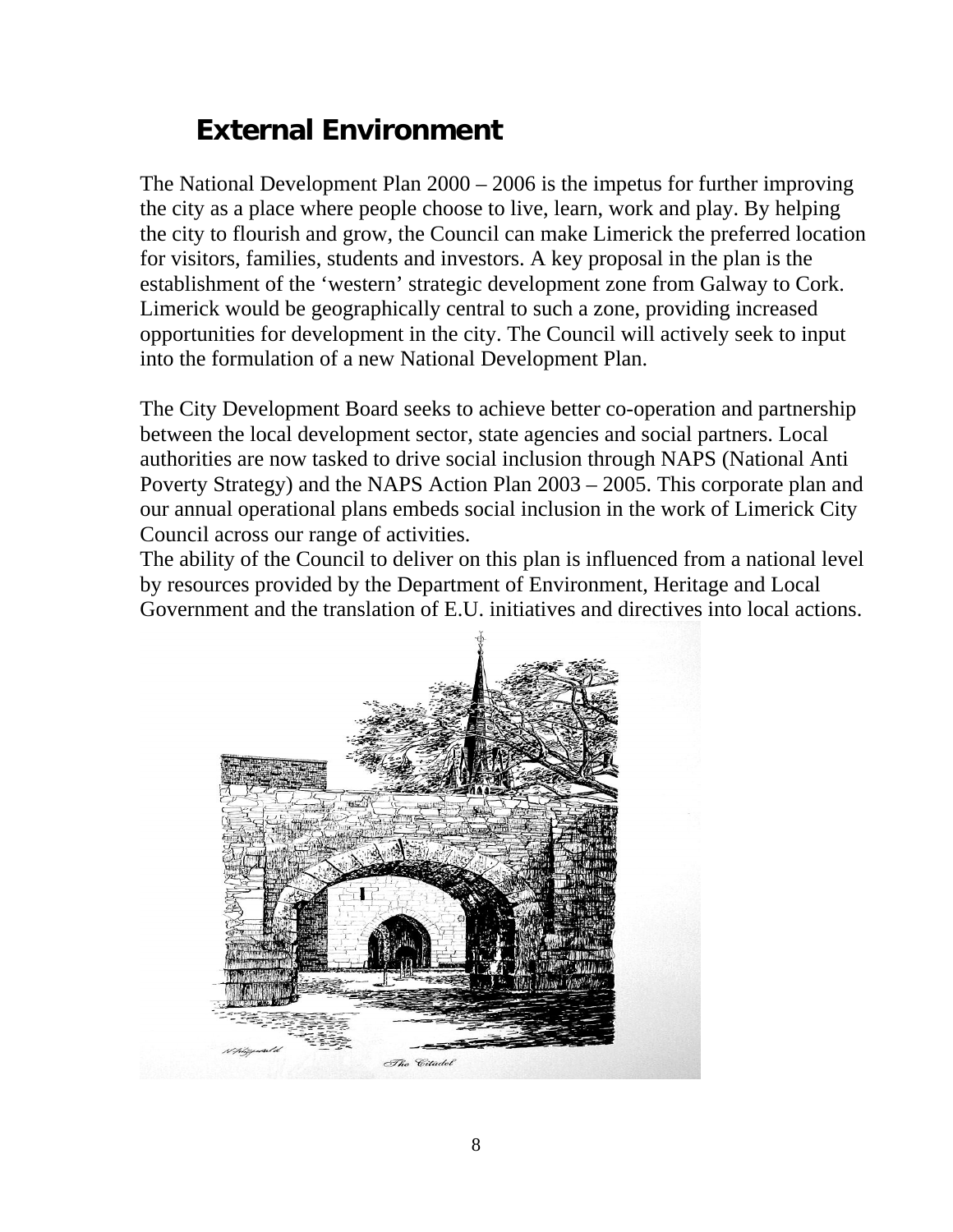# External Environment

The National Development Plan 2000 – 2006 is the impetus for further improving the city as a place where people choose to live, learn, work and play. By helping the city to flourish and grow, the Council can make Limerick the preferred location for visitors, families, students and investors. A key proposal in the plan is the establishment of the 'western' strategic development zone from Galway to Cork. Limerick would be geographically central to such a zone, providing increased opportunities for development in the city. The Council will actively seek to input into the formulation of a new National Development Plan.

The City Development Board seeks to achieve better co-operation and partnership between the local development sector, state agencies and social partners. Local authorities are now tasked to drive social inclusion through NAPS (National Anti Poverty Strategy) and the NAPS Action Plan 2003 – 2005. This corporate plan and our annual operational plans embeds social inclusion in the work of Limerick City Council across our range of activities.

The ability of the Council to deliver on this plan is influenced from a national level by resources provided by the Department of Environment, Heritage and Local Government and the translation of E.U. initiatives and directives into local actions.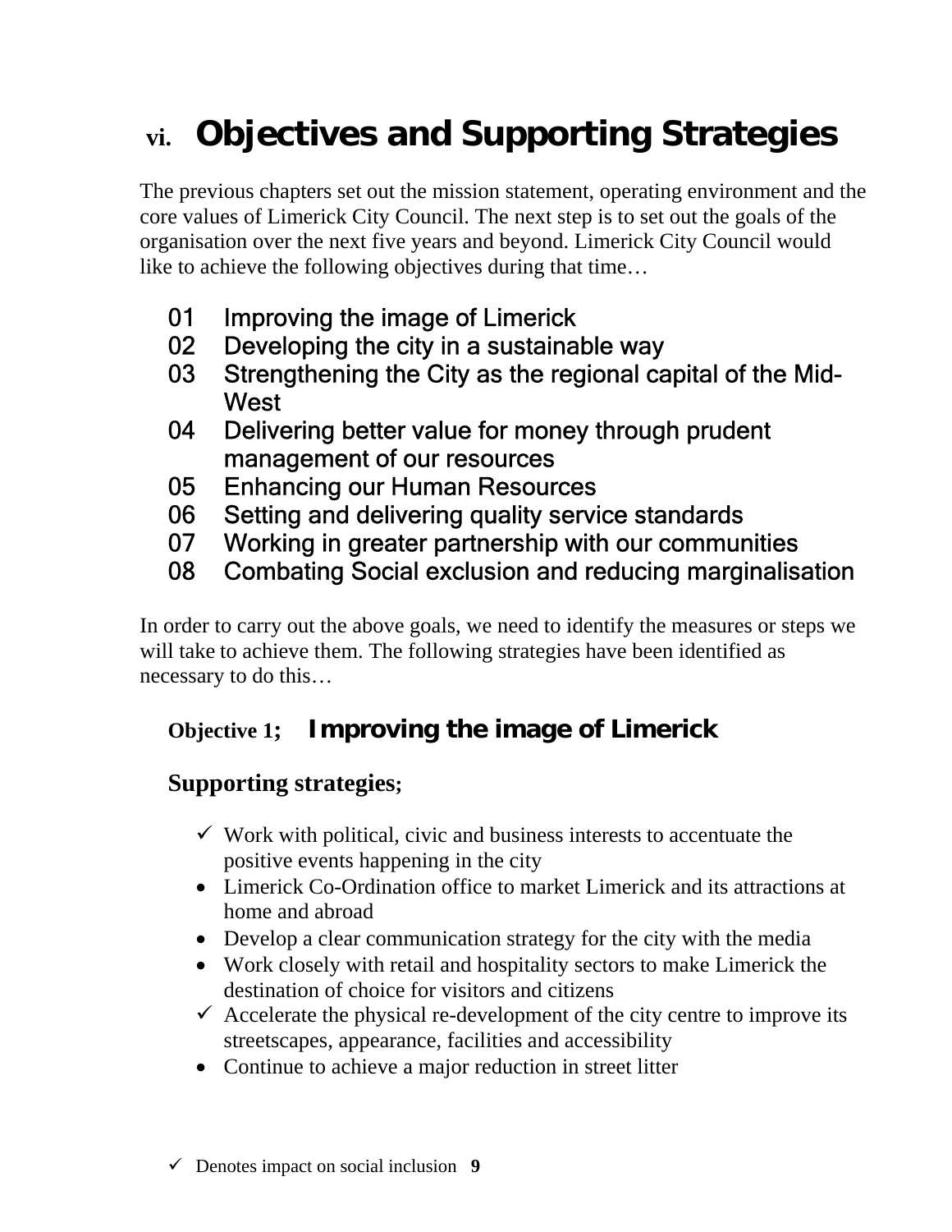# vi. Objectives and Supporting Strategies

The previous chapters set out the mission statement, operating environment and the core values of Limerick City Council. The next step is to set out the goals of the organisation over the next five years and beyond. Limerick City Council would like to achieve the following objectives during that time…

01 Improving the image of Limerick
02 Developing the city in a sustainable way
03 Strengthening the City as the regional capital of the Mid-West
04 Delivering better value for money through prudent management of our resources
05 Enhancing our Human Resources
06 Setting and delivering quality service standards
07 Working in greater partnership with our communities
08 Combating Social exclusion and reducing marginalisation

In order to carry out the above goals, we need to identify the measures or steps we will take to achieve them. The following strategies have been identified as necessary to do this…

## Objective 1; Improving the image of Limerick

### Supporting strategies;

- ✓ Work with political, civic and business interests to accentuate the positive events happening in the city
- Limerick Co-Ordination office to market Limerick and its attractions at home and abroad
- Develop a clear communication strategy for the city with the media
- Work closely with retail and hospitality sectors to make Limerick the destination of choice for visitors and citizens
- ✓ Accelerate the physical re-development of the city centre to improve its streetscapes, appearance, facilities and accessibility
- Continue to achieve a major reduction in street litter

✓ Denotes impact on social inclusion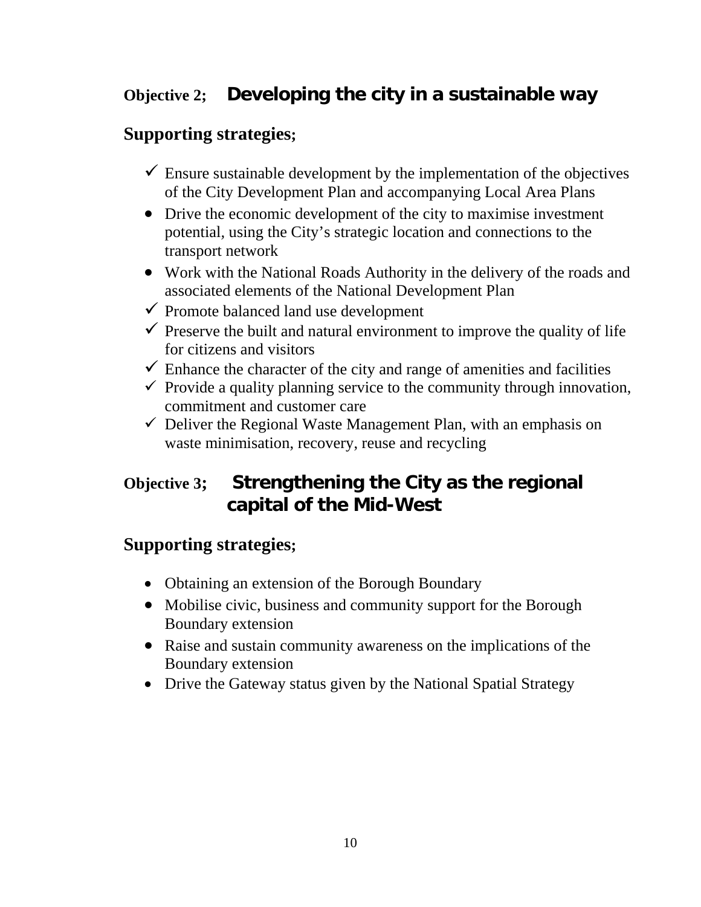## Objective 2; Developing the city in a sustainable way

### Supporting strategies;

- ✓ Ensure sustainable development by the implementation of the objectives of the City Development Plan and accompanying Local Area Plans
- Drive the economic development of the city to maximise investment potential, using the City's strategic location and connections to the transport network
- Work with the National Roads Authority in the delivery of the roads and associated elements of the National Development Plan
- ✓ Promote balanced land use development
- ✓ Preserve the built and natural environment to improve the quality of life for citizens and visitors
- ✓ Enhance the character of the city and range of amenities and facilities
- ✓ Provide a quality planning service to the community through innovation, commitment and customer care
- ✓ Deliver the Regional Waste Management Plan, with an emphasis on waste minimisation, recovery, reuse and recycling

## Objective 3; Strengthening the City as the regional capital of the Mid-West

### Supporting strategies;

- Obtaining an extension of the Borough Boundary
- Mobilise civic, business and community support for the Borough Boundary extension
- Raise and sustain community awareness on the implications of the Boundary extension
- Drive the Gateway status given by the National Spatial Strategy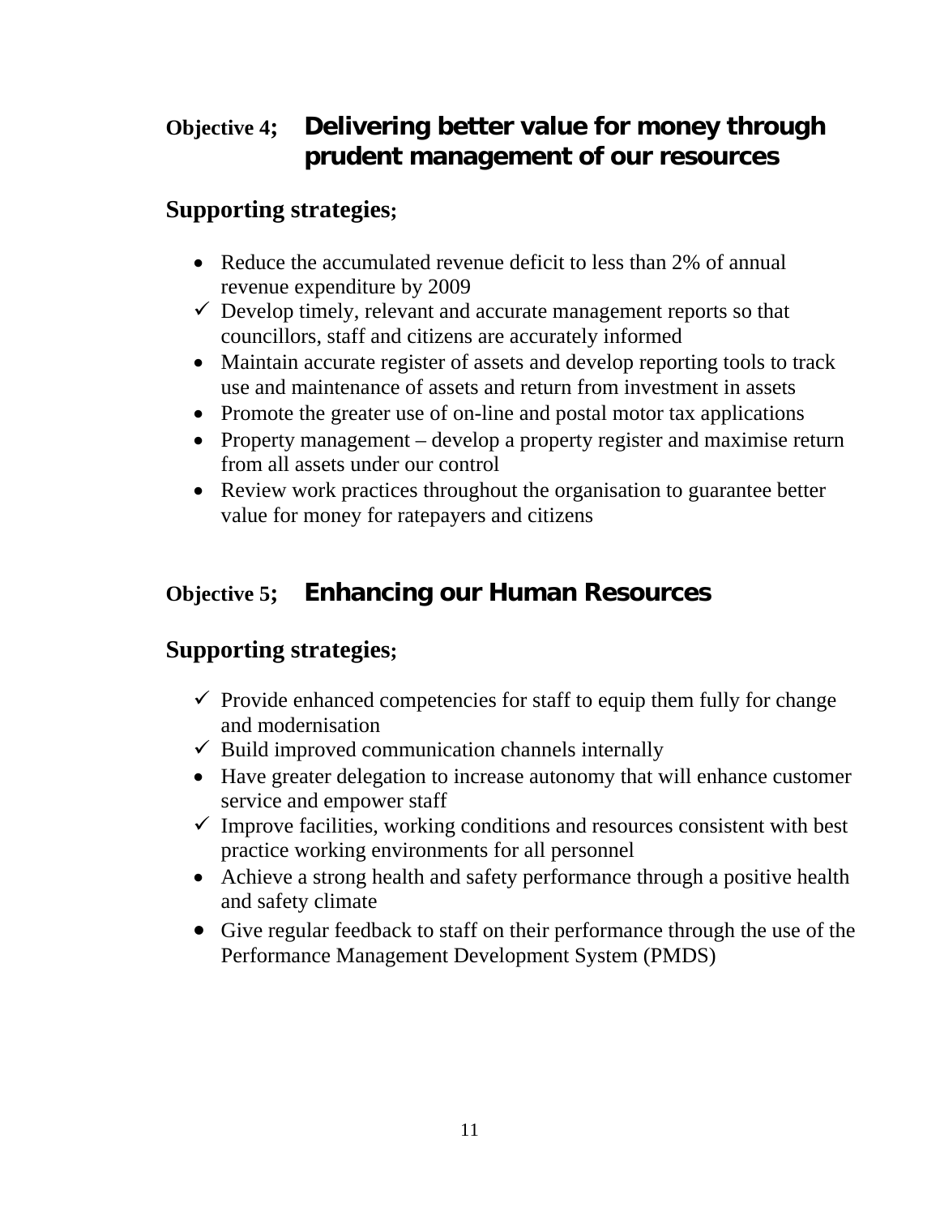## Objective 4; Delivering better value for money through prudent management of our resources

### Supporting strategies;

- Reduce the accumulated revenue deficit to less than 2% of annual revenue expenditure by 2009
- ✓ Develop timely, relevant and accurate management reports so that councillors, staff and citizens are accurately informed
- Maintain accurate register of assets and develop reporting tools to track use and maintenance of assets and return from investment in assets
- Promote the greater use of on-line and postal motor tax applications
- Property management – develop a property register and maximise return from all assets under our control
- Review work practices throughout the organisation to guarantee better value for money for ratepayers and citizens

## Objective 5; Enhancing our Human Resources

### Supporting strategies;

- ✓ Provide enhanced competencies for staff to equip them fully for change and modernisation
- ✓ Build improved communication channels internally
- Have greater delegation to increase autonomy that will enhance customer service and empower staff
- ✓ Improve facilities, working conditions and resources consistent with best practice working environments for all personnel
- Achieve a strong health and safety performance through a positive health and safety climate
- Give regular feedback to staff on their performance through the use of the Performance Management Development System (PMDS)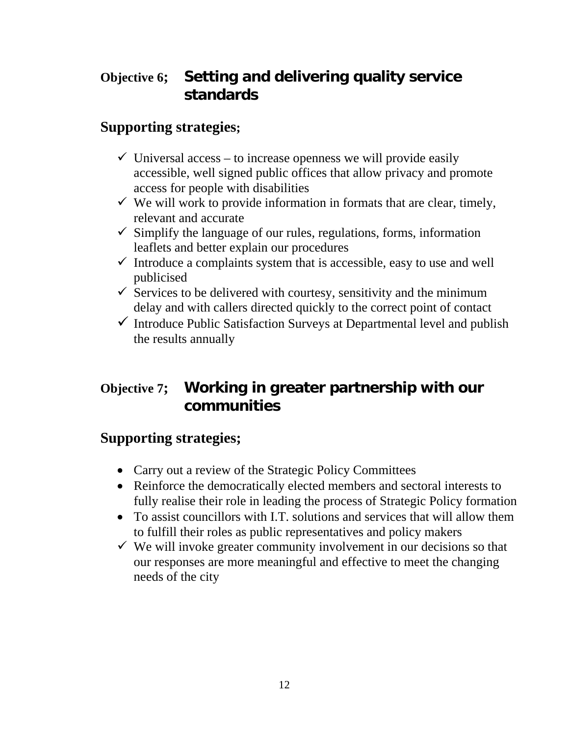## Objective 6; Setting and delivering quality service standards

### Supporting strategies;

- ✓ Universal access – to increase openness we will provide easily accessible, well signed public offices that allow privacy and promote access for people with disabilities
- ✓ We will work to provide information in formats that are clear, timely, relevant and accurate
- ✓ Simplify the language of our rules, regulations, forms, information leaflets and better explain our procedures
- ✓ Introduce a complaints system that is accessible, easy to use and well publicised
- ✓ Services to be delivered with courtesy, sensitivity and the minimum delay and with callers directed quickly to the correct point of contact
- ✓ Introduce Public Satisfaction Surveys at Departmental level and publish the results annually

## Objective 7; Working in greater partnership with our communities

### Supporting strategies;

- Carry out a review of the Strategic Policy Committees
- Reinforce the democratically elected members and sectoral interests to fully realise their role in leading the process of Strategic Policy formation
- To assist councillors with I.T. solutions and services that will allow them to fulfill their roles as public representatives and policy makers
- ✓ We will invoke greater community involvement in our decisions so that our responses are more meaningful and effective to meet the changing needs of the city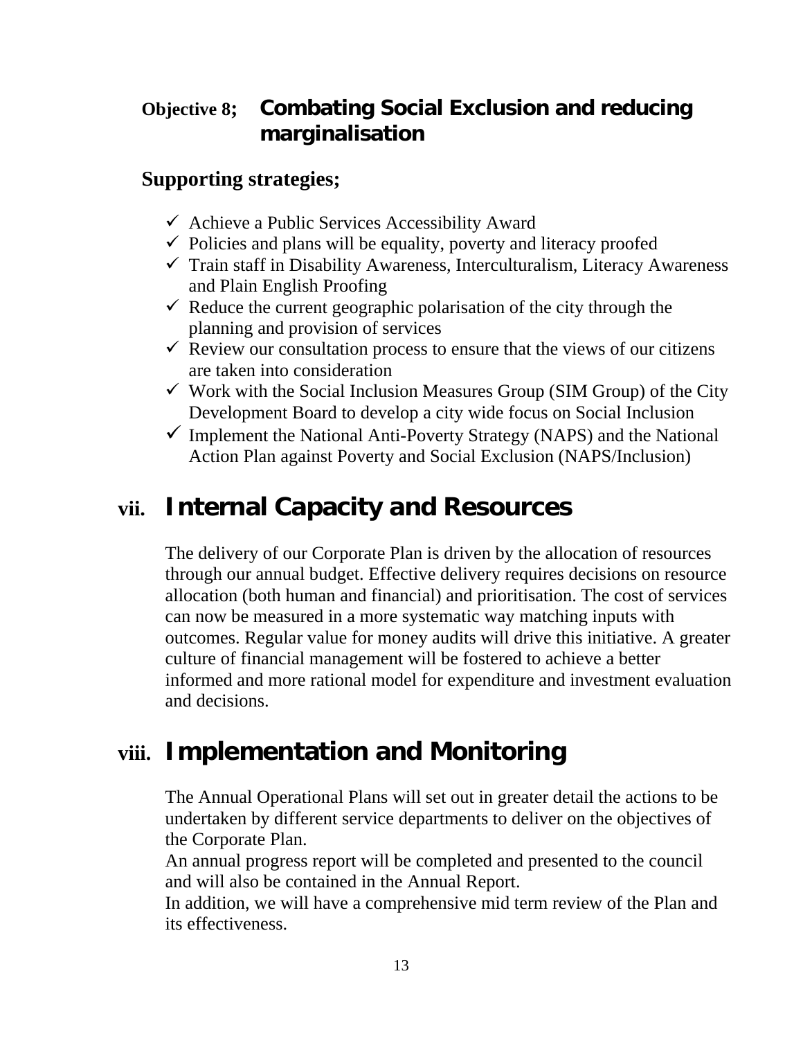### Objective 8; Combating Social Exclusion and reducing marginalisation

**Supporting strategies;**

- ✓ Achieve a Public Services Accessibility Award
- ✓ Policies and plans will be equality, poverty and literacy proofed
- ✓ Train staff in Disability Awareness, Interculturalism, Literacy Awareness and Plain English Proofing
- ✓ Reduce the current geographic polarisation of the city through the planning and provision of services
- ✓ Review our consultation process to ensure that the views of our citizens are taken into consideration
- ✓ Work with the Social Inclusion Measures Group (SIM Group) of the City Development Board to develop a city wide focus on Social Inclusion
- ✓ Implement the National Anti-Poverty Strategy (NAPS) and the National Action Plan against Poverty and Social Exclusion (NAPS/Inclusion)

## vii. Internal Capacity and Resources

The delivery of our Corporate Plan is driven by the allocation of resources through our annual budget. Effective delivery requires decisions on resource allocation (both human and financial) and prioritisation. The cost of services can now be measured in a more systematic way matching inputs with outcomes. Regular value for money audits will drive this initiative. A greater culture of financial management will be fostered to achieve a better informed and more rational model for expenditure and investment evaluation and decisions.

## viii. Implementation and Monitoring

The Annual Operational Plans will set out in greater detail the actions to be undertaken by different service departments to deliver on the objectives of the Corporate Plan.

An annual progress report will be completed and presented to the council and will also be contained in the Annual Report.

In addition, we will have a comprehensive mid term review of the Plan and its effectiveness.